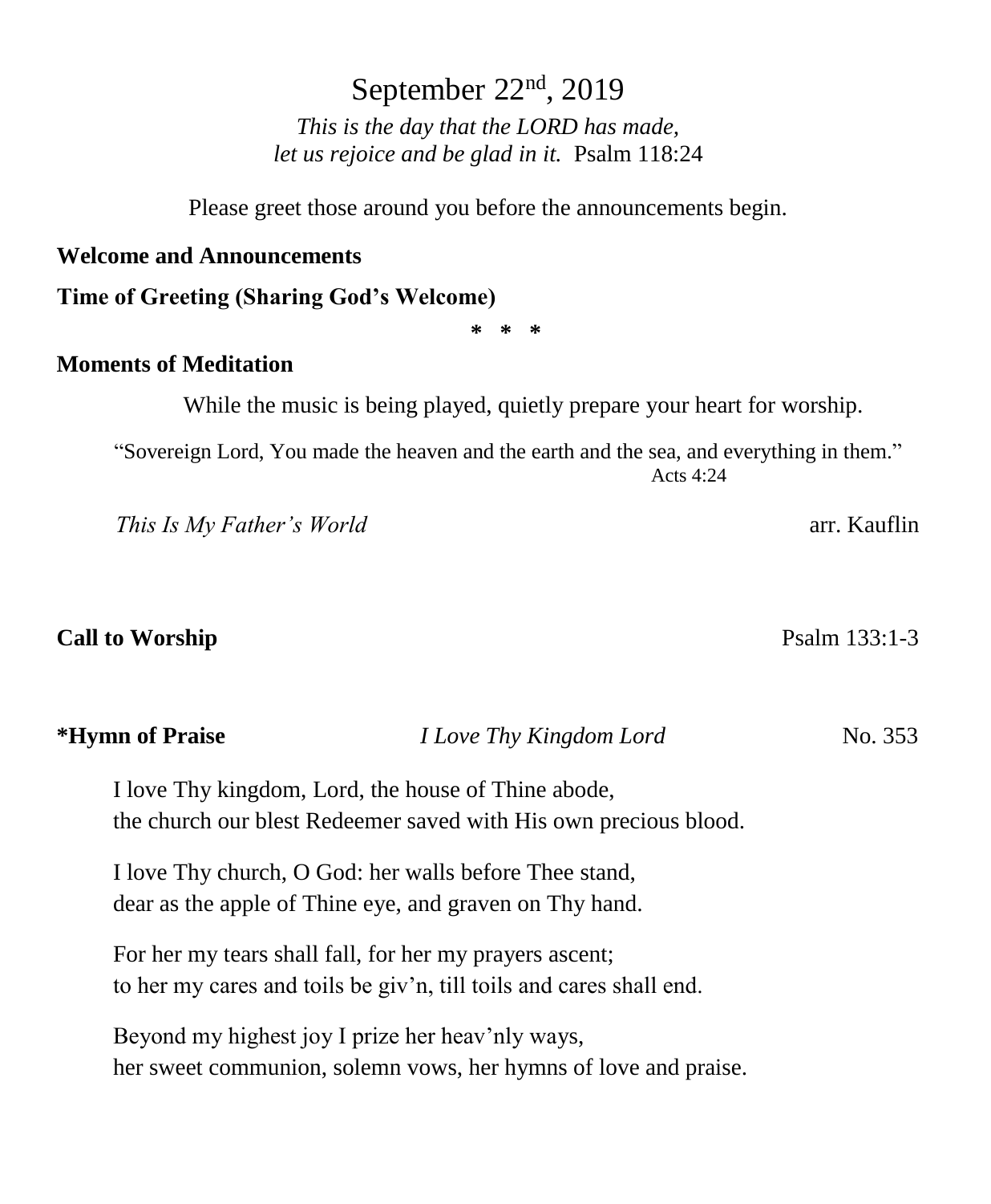# September 22nd, 2019

*This is the day that the LORD has made,*
*let us rejoice and be glad in it.* Psalm 118:24

Please greet those around you before the announcements begin.

**Welcome and Announcements**

**Time of Greeting (Sharing God's Welcome)**

\* \* \*

**Moments of Meditation**

While the music is being played, quietly prepare your heart for worship.

"Sovereign Lord, You made the heaven and the earth and the sea, and everything in them."
Acts 4:24

*This Is My Father's World* arr. Kauflin

**Call to Worship** Psalm 133:1-3

**\*Hymn of Praise** *I Love Thy Kingdom Lord* No. 353

I love Thy kingdom, Lord, the house of Thine abode,
the church our blest Redeemer saved with His own precious blood.

I love Thy church, O God: her walls before Thee stand,
dear as the apple of Thine eye, and graven on Thy hand.

For her my tears shall fall, for her my prayers ascent;
to her my cares and toils be giv'n, till toils and cares shall end.

Beyond my highest joy I prize her heav'nly ways,
her sweet communion, solemn vows, her hymns of love and praise.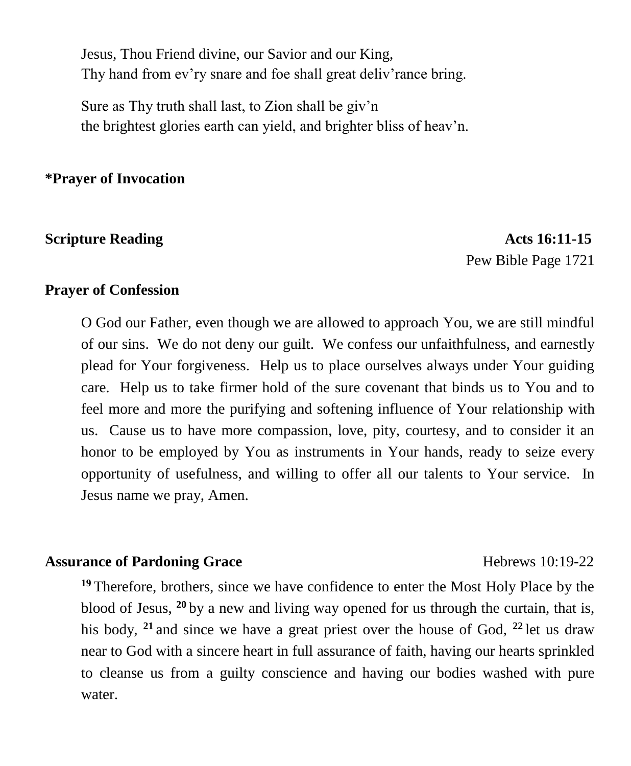Jesus, Thou Friend divine, our Savior and our King,
Thy hand from ev'ry snare and foe shall great deliv'rance bring.

Sure as Thy truth shall last, to Zion shall be giv'n
the brightest glories earth can yield, and brighter bliss of heav'n.

**\*Prayer of Invocation**

**Scripture Reading** **Acts 16:11-15**
Pew Bible Page 1721

**Prayer of Confession**

O God our Father, even though we are allowed to approach You, we are still mindful of our sins. We do not deny our guilt. We confess our unfaithfulness, and earnestly plead for Your forgiveness. Help us to place ourselves always under Your guiding care. Help us to take firmer hold of the sure covenant that binds us to You and to feel more and more the purifying and softening influence of Your relationship with us. Cause us to have more compassion, love, pity, courtesy, and to consider it an honor to be employed by You as instruments in Your hands, ready to seize every opportunity of usefulness, and willing to offer all our talents to Your service. In Jesus name we pray, Amen.

**Assurance of Pardoning Grace** Hebrews 10:19-22

**19** Therefore, brothers, since we have confidence to enter the Most Holy Place by the blood of Jesus, **20** by a new and living way opened for us through the curtain, that is, his body, **21** and since we have a great priest over the house of God, **22** let us draw near to God with a sincere heart in full assurance of faith, having our hearts sprinkled to cleanse us from a guilty conscience and having our bodies washed with pure water.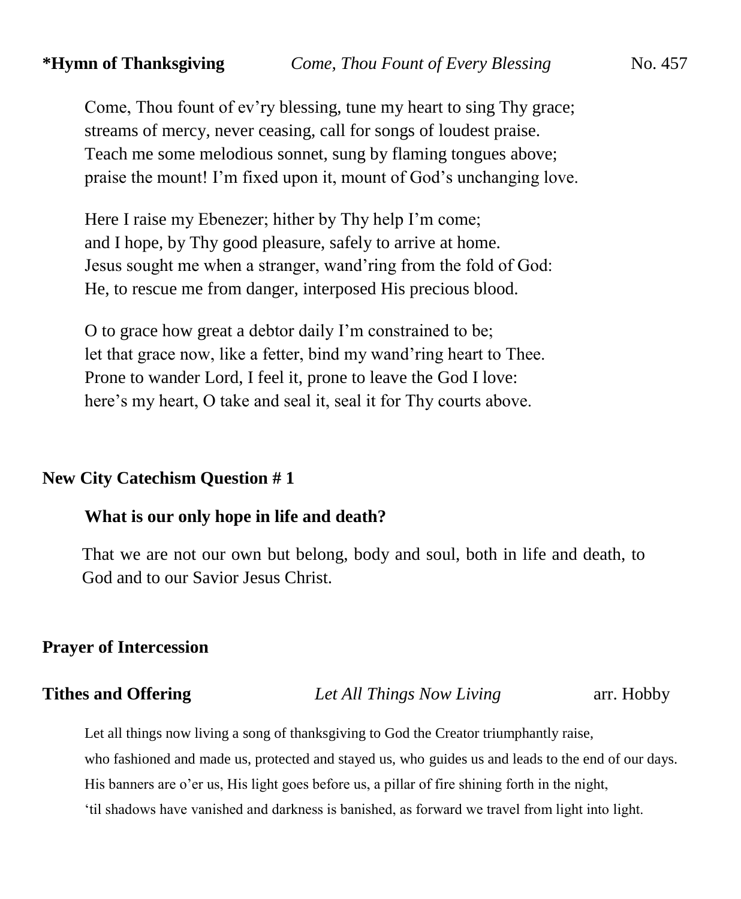**\*Hymn of Thanksgiving** *Come, Thou Fount of Every Blessing* No. 457

Come, Thou fount of ev'ry blessing, tune my heart to sing Thy grace;
streams of mercy, never ceasing, call for songs of loudest praise.
Teach me some melodious sonnet, sung by flaming tongues above;
praise the mount! I'm fixed upon it, mount of God's unchanging love.

Here I raise my Ebenezer; hither by Thy help I'm come;
and I hope, by Thy good pleasure, safely to arrive at home.
Jesus sought me when a stranger, wand'ring from the fold of God:
He, to rescue me from danger, interposed His precious blood.

O to grace how great a debtor daily I'm constrained to be;
let that grace now, like a fetter, bind my wand'ring heart to Thee.
Prone to wander Lord, I feel it, prone to leave the God I love:
here's my heart, O take and seal it, seal it for Thy courts above.

**New City Catechism Question # 1**

**What is our only hope in life and death?**

That we are not our own but belong, body and soul, both in life and death, to God and to our Savior Jesus Christ.

**Prayer of Intercession**

**Tithes and Offering** *Let All Things Now Living* arr. Hobby

Let all things now living a song of thanksgiving to God the Creator triumphantly raise,
who fashioned and made us, protected and stayed us, who guides us and leads to the end of our days.
His banners are o'er us, His light goes before us, a pillar of fire shining forth in the night,
'til shadows have vanished and darkness is banished, as forward we travel from light into light.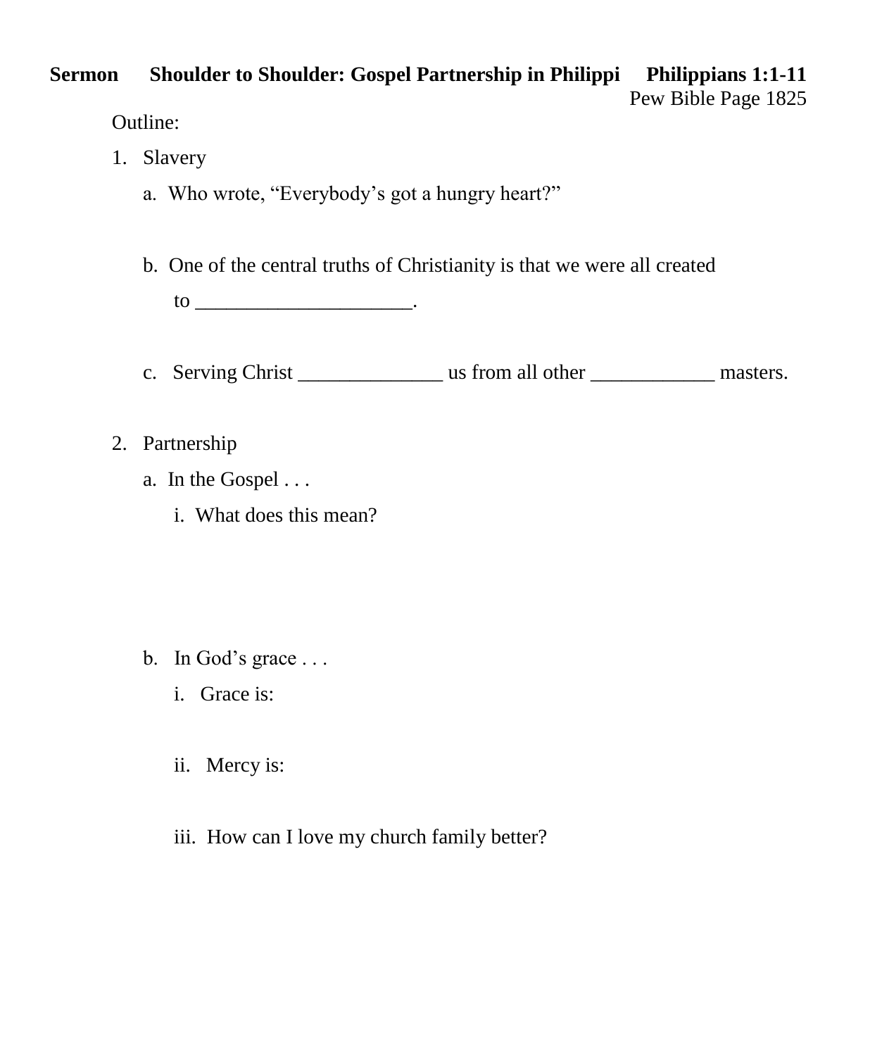**Sermon Shoulder to Shoulder: Gospel Partnership in Philippi Philippians 1:1-11**

Pew Bible Page 1825

Outline:

1. Slavery
   a. Who wrote, “Everybody’s got a hungry heart?”

   b. One of the central truths of Christianity is that we were all created to _____________________.

   c. Serving Christ ______________ us from all other ____________ masters.

2. Partnership
   a. In the Gospel . . .
      i. What does this mean?

   b. In God’s grace . . .
      i. Grace is:

      ii. Mercy is:

      iii. How can I love my church family better?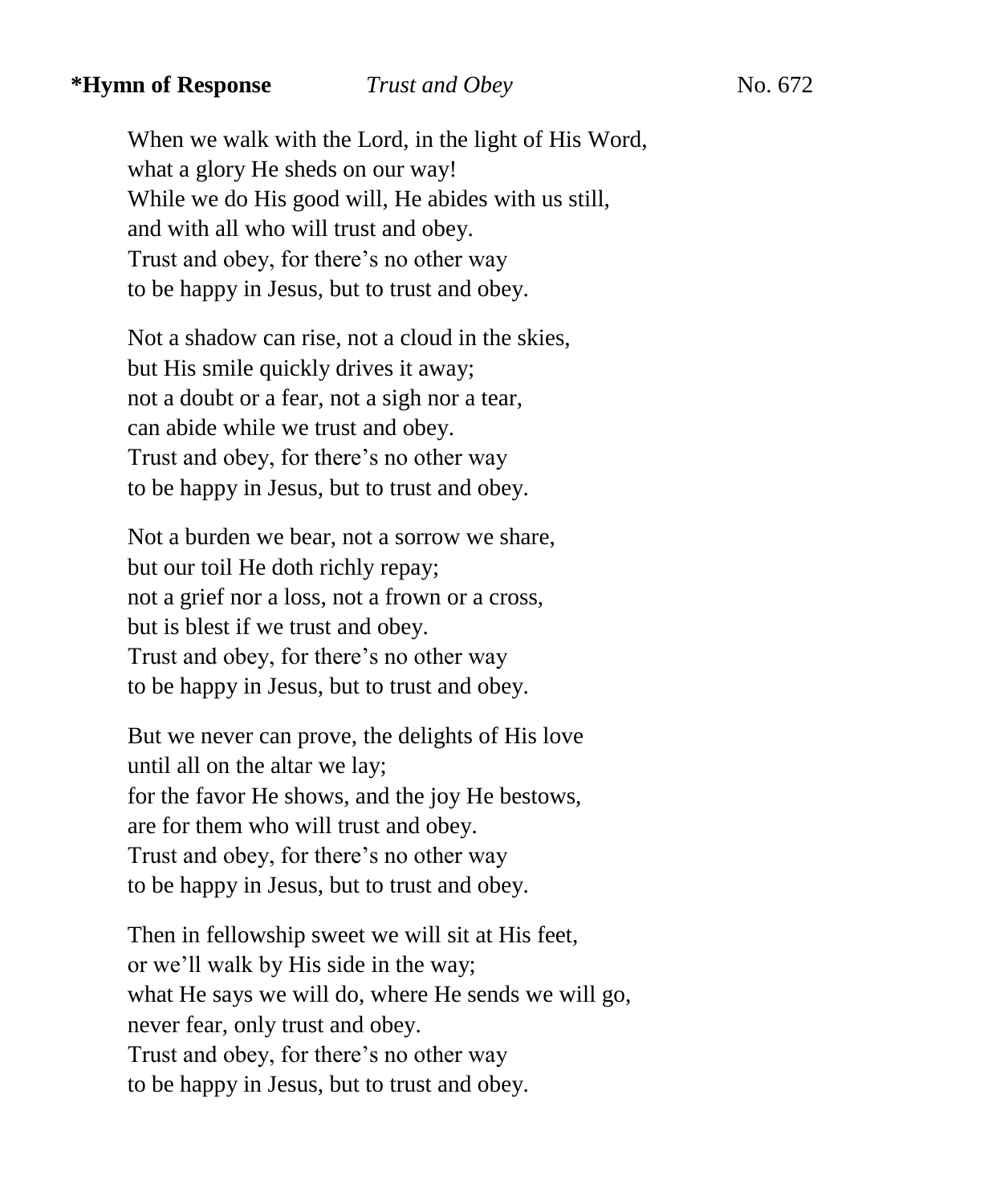**\*Hymn of Response** *Trust and Obey* No. 672

When we walk with the Lord, in the light of His Word,  
what a glory He sheds on our way!  
While we do His good will, He abides with us still,  
and with all who will trust and obey.  
Trust and obey, for there's no other way  
to be happy in Jesus, but to trust and obey.

Not a shadow can rise, not a cloud in the skies,  
but His smile quickly drives it away;  
not a doubt or a fear, not a sigh nor a tear,  
can abide while we trust and obey.  
Trust and obey, for there's no other way  
to be happy in Jesus, but to trust and obey.

Not a burden we bear, not a sorrow we share,  
but our toil He doth richly repay;  
not a grief nor a loss, not a frown or a cross,  
but is blest if we trust and obey.  
Trust and obey, for there's no other way  
to be happy in Jesus, but to trust and obey.

But we never can prove, the delights of His love  
until all on the altar we lay;  
for the favor He shows, and the joy He bestows,  
are for them who will trust and obey.  
Trust and obey, for there's no other way  
to be happy in Jesus, but to trust and obey.

Then in fellowship sweet we will sit at His feet,  
or we'll walk by His side in the way;  
what He says we will do, where He sends we will go,  
never fear, only trust and obey.  
Trust and obey, for there's no other way  
to be happy in Jesus, but to trust and obey.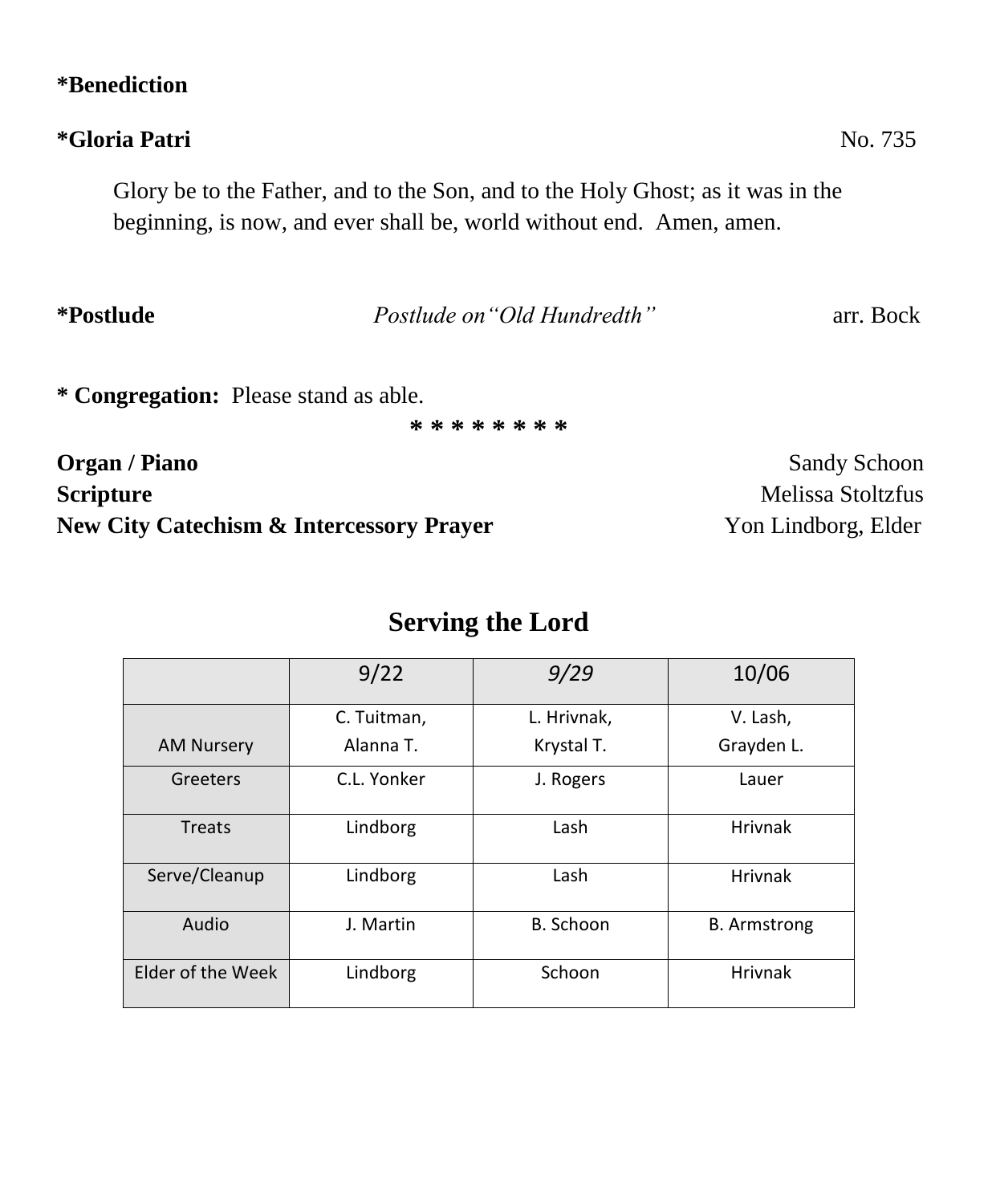**\*Benediction**

**\*Gloria Patri** No. 735

Glory be to the Father, and to the Son, and to the Holy Ghost; as it was in the beginning, is now, and ever shall be, world without end. Amen, amen.

**\*Postlude** *Postlude on"Old Hundredth"* arr. Bock

**\* Congregation:** Please stand as able.

\* \* \* \* \* \* \* \*

**Organ / Piano** Sandy Schoon
**Scripture** Melissa Stoltzfus
**New City Catechism & Intercessory Prayer** Yon Lindborg, Elder

## Serving the Lord

| | 9/22 | *9/29* | 10/06 |
|---|---|---|---|
| AM Nursery | C. Tuitman, Alanna T. | L. Hrivnak, Krystal T. | V. Lash, Grayden L. |
| Greeters | C.L. Yonker | J. Rogers | Lauer |
| Treats | Lindborg | Lash | Hrivnak |
| Serve/Cleanup | Lindborg | Lash | Hrivnak |
| Audio | J. Martin | B. Schoon | B. Armstrong |
| Elder of the Week | Lindborg | Schoon | Hrivnak |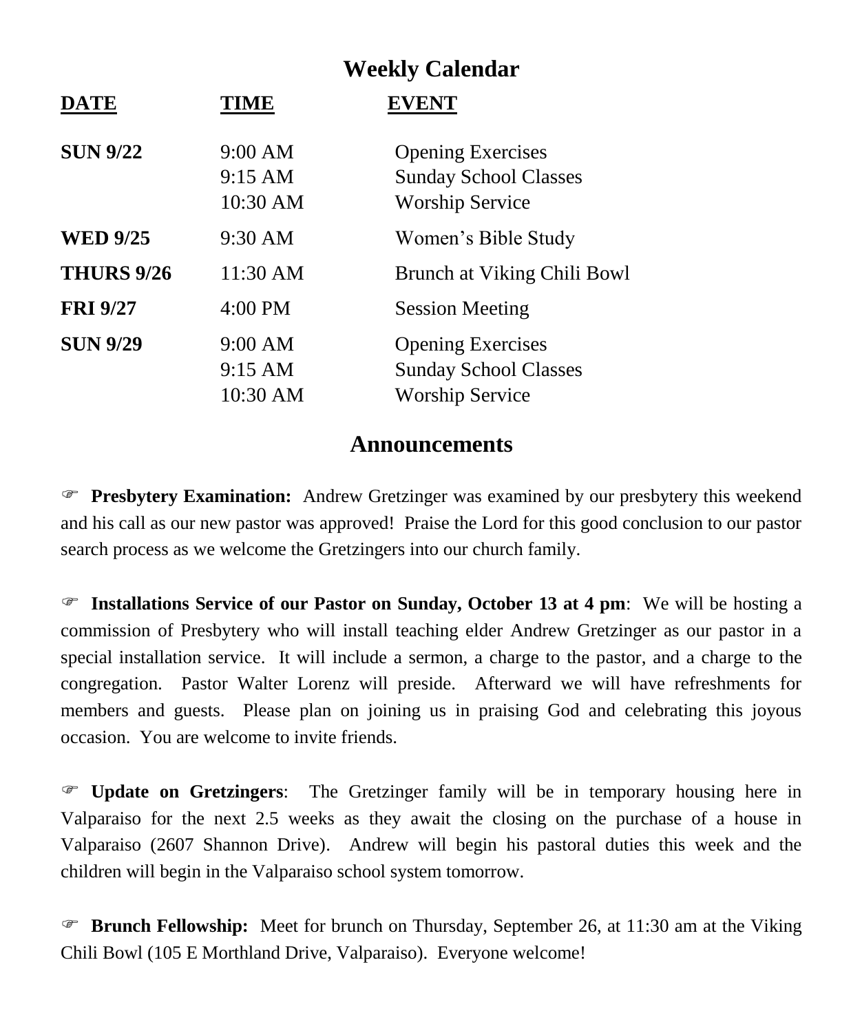## Weekly Calendar

| DATE | TIME | EVENT |
|---|---|---|
| **SUN 9/22** | 9:00 AM | Opening Exercises |
| | 9:15 AM | Sunday School Classes |
| | 10:30 AM | Worship Service |
| **WED 9/25** | 9:30 AM | Women's Bible Study |
| **THURS 9/26** | 11:30 AM | Brunch at Viking Chili Bowl |
| **FRI 9/27** | 4:00 PM | Session Meeting |
| **SUN 9/29** | 9:00 AM | Opening Exercises |
| | 9:15 AM | Sunday School Classes |
| | 10:30 AM | Worship Service |

## Announcements

☞ **Presbytery Examination:** Andrew Gretzinger was examined by our presbytery this weekend and his call as our new pastor was approved! Praise the Lord for this good conclusion to our pastor search process as we welcome the Gretzingers into our church family.

☞ **Installations Service of our Pastor on Sunday, October 13 at 4 pm**: We will be hosting a commission of Presbytery who will install teaching elder Andrew Gretzinger as our pastor in a special installation service. It will include a sermon, a charge to the pastor, and a charge to the congregation. Pastor Walter Lorenz will preside. Afterward we will have refreshments for members and guests. Please plan on joining us in praising God and celebrating this joyous occasion. You are welcome to invite friends.

☞ **Update on Gretzingers**: The Gretzinger family will be in temporary housing here in Valparaiso for the next 2.5 weeks as they await the closing on the purchase of a house in Valparaiso (2607 Shannon Drive). Andrew will begin his pastoral duties this week and the children will begin in the Valparaiso school system tomorrow.

☞ **Brunch Fellowship:** Meet for brunch on Thursday, September 26, at 11:30 am at the Viking Chili Bowl (105 E Morthland Drive, Valparaiso). Everyone welcome!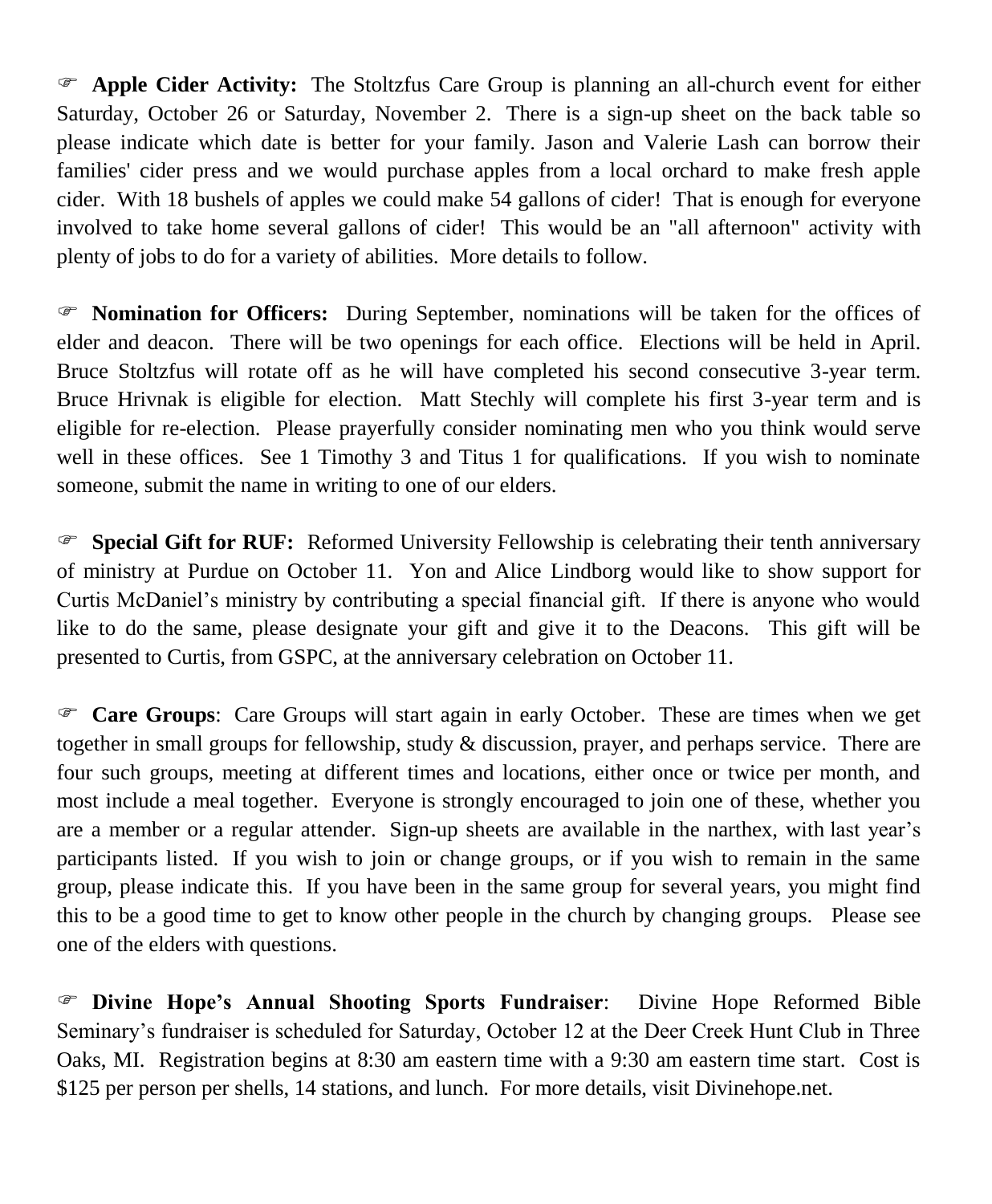☞ **Apple Cider Activity:** The Stoltzfus Care Group is planning an all-church event for either Saturday, October 26 or Saturday, November 2. There is a sign-up sheet on the back table so please indicate which date is better for your family. Jason and Valerie Lash can borrow their families' cider press and we would purchase apples from a local orchard to make fresh apple cider. With 18 bushels of apples we could make 54 gallons of cider! That is enough for everyone involved to take home several gallons of cider! This would be an "all afternoon" activity with plenty of jobs to do for a variety of abilities. More details to follow.

☞ **Nomination for Officers:** During September, nominations will be taken for the offices of elder and deacon. There will be two openings for each office. Elections will be held in April. Bruce Stoltzfus will rotate off as he will have completed his second consecutive 3-year term. Bruce Hrivnak is eligible for election. Matt Stechly will complete his first 3-year term and is eligible for re-election. Please prayerfully consider nominating men who you think would serve well in these offices. See 1 Timothy 3 and Titus 1 for qualifications. If you wish to nominate someone, submit the name in writing to one of our elders.

☞ **Special Gift for RUF:** Reformed University Fellowship is celebrating their tenth anniversary of ministry at Purdue on October 11. Yon and Alice Lindborg would like to show support for Curtis McDaniel's ministry by contributing a special financial gift. If there is anyone who would like to do the same, please designate your gift and give it to the Deacons. This gift will be presented to Curtis, from GSPC, at the anniversary celebration on October 11.

☞ **Care Groups**: Care Groups will start again in early October. These are times when we get together in small groups for fellowship, study & discussion, prayer, and perhaps service. There are four such groups, meeting at different times and locations, either once or twice per month, and most include a meal together. Everyone is strongly encouraged to join one of these, whether you are a member or a regular attender. Sign-up sheets are available in the narthex, with last year's participants listed. If you wish to join or change groups, or if you wish to remain in the same group, please indicate this. If you have been in the same group for several years, you might find this to be a good time to get to know other people in the church by changing groups. Please see one of the elders with questions.

☞ **Divine Hope's Annual Shooting Sports Fundraiser**: Divine Hope Reformed Bible Seminary's fundraiser is scheduled for Saturday, October 12 at the Deer Creek Hunt Club in Three Oaks, MI. Registration begins at 8:30 am eastern time with a 9:30 am eastern time start. Cost is $125 per person per shells, 14 stations, and lunch. For more details, visit Divinehope.net.